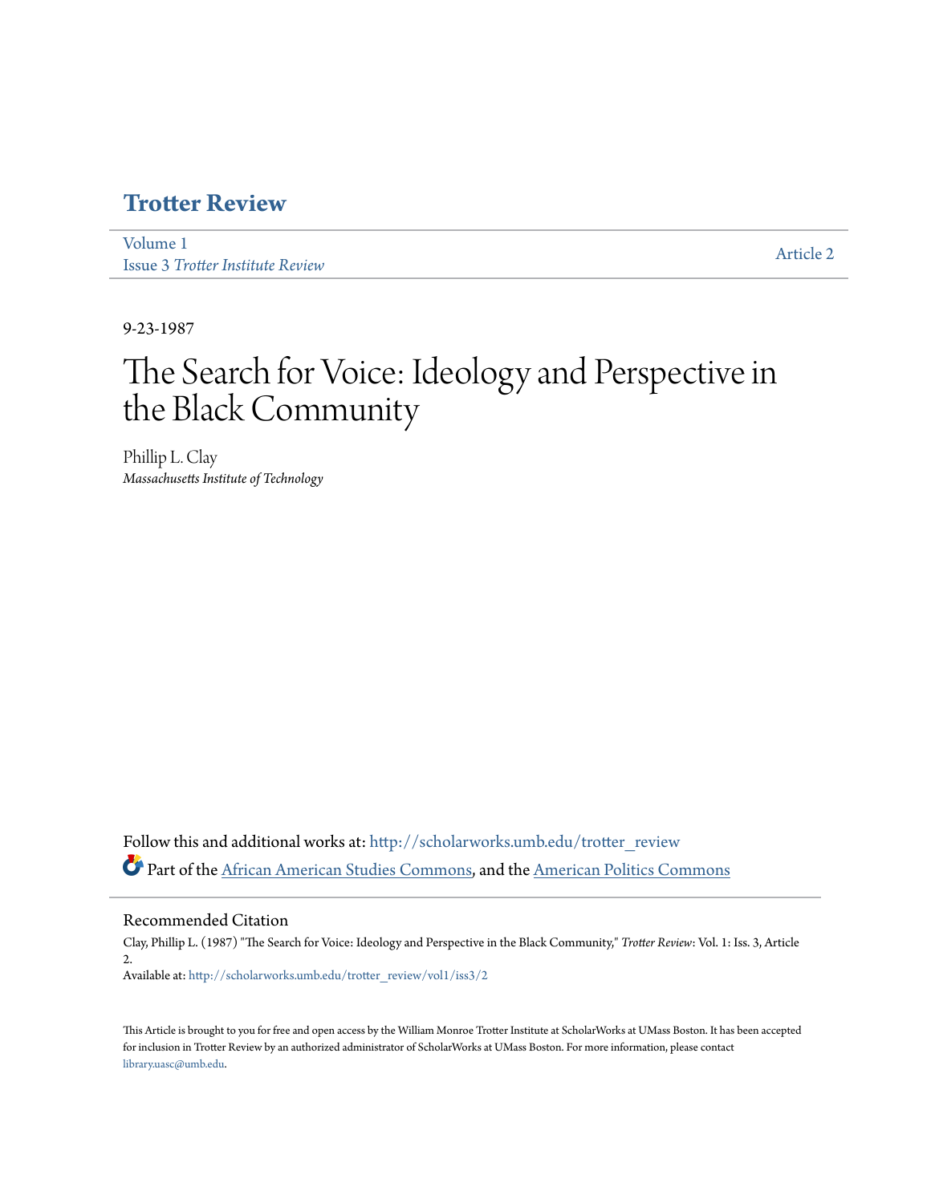# Trotter Review

Volume 1
Issue 3 *Trotter Institute Review*

Article 2

9-23-1987

# The Search for Voice: Ideology and Perspective in the Black Community

Phillip L. Clay
*Massachusetts Institute of Technology*

Follow this and additional works at: http://scholarworks.umb.edu/trotter_review

Part of the African American Studies Commons, and the American Politics Commons

## Recommended Citation

Clay, Phillip L. (1987) "The Search for Voice: Ideology and Perspective in the Black Community," *Trotter Review*: Vol. 1: Iss. 3, Article 2.

Available at: http://scholarworks.umb.edu/trotter_review/vol1/iss3/2

This Article is brought to you for free and open access by the William Monroe Trotter Institute at ScholarWorks at UMass Boston. It has been accepted for inclusion in Trotter Review by an authorized administrator of ScholarWorks at UMass Boston. For more information, please contact library.uasc@umb.edu.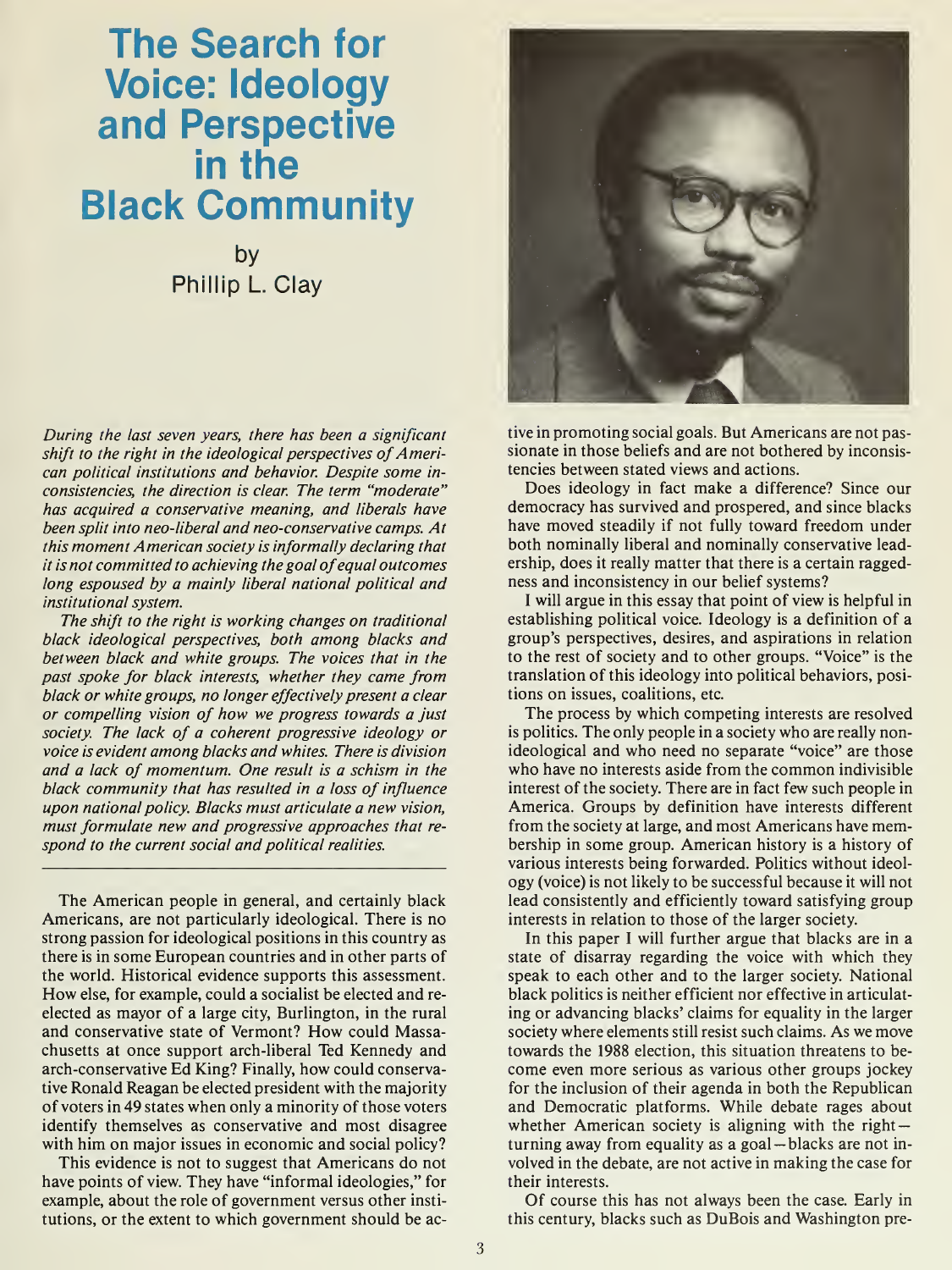# The Search for Voice: Ideology and Perspective in the Black Community

by
Phillip L. Clay

*During the last seven years, there has been a significant shift to the right in the ideological perspectives of American political institutions and behavior. Despite some inconsistencies, the direction is clear. The term "moderate" has acquired a conservative meaning, and liberals have been split into neo-liberal and neo-conservative camps. At this moment American society is informally declaring that it is not committed to achieving the goal of equal outcomes long espoused by a mainly liberal national political and institutional system.*

*The shift to the right is working changes on traditional black ideological perspectives, both among blacks and between black and white groups. The voices that in the past spoke for black interests, whether they came from black or white groups, no longer effectively present a clear or compelling vision of how we progress towards a just society. The lack of a coherent progressive ideology or voice is evident among blacks and whites. There is division and a lack of momentum. One result is a schism in the black community that has resulted in a loss of influence upon national policy. Blacks must articulate a new vision, must formulate new and progressive approaches that respond to the current social and political realities.*

---

The American people in general, and certainly black Americans, are not particularly ideological. There is no strong passion for ideological positions in this country as there is in some European countries and in other parts of the world. Historical evidence supports this assessment. How else, for example, could a socialist be elected and reelected as mayor of a large city, Burlington, in the rural and conservative state of Vermont? How could Massachusetts at once support arch-liberal Ted Kennedy and arch-conservative Ed King? Finally, how could conservative Ronald Reagan be elected president with the majority of voters in 49 states when only a minority of those voters identify themselves as conservative and most disagree with him on major issues in economic and social policy?

This evidence is not to suggest that Americans do not have points of view. They have "informal ideologies," for example, about the role of government versus other institutions, or the extent to which government should be active in promoting social goals. But Americans are not passionate in those beliefs and are not bothered by inconsistencies between stated views and actions.

Does ideology in fact make a difference? Since our democracy has survived and prospered, and since blacks have moved steadily if not fully toward freedom under both nominally liberal and nominally conservative leadership, does it really matter that there is a certain raggedness and inconsistency in our belief systems?

I will argue in this essay that point of view is helpful in establishing political voice. Ideology is a definition of a group's perspectives, desires, and aspirations in relation to the rest of society and to other groups. "Voice" is the translation of this ideology into political behaviors, positions on issues, coalitions, etc.

The process by which competing interests are resolved is politics. The only people in a society who are really nonideological and who need no separate "voice" are those who have no interests aside from the common indivisible interest of the society. There are in fact few such people in America. Groups by definition have interests different from the society at large, and most Americans have membership in some group. American history is a history of various interests being forwarded. Politics without ideology (voice) is not likely to be successful because it will not lead consistently and efficiently toward satisfying group interests in relation to those of the larger society.

In this paper I will further argue that blacks are in a state of disarray regarding the voice with which they speak to each other and to the larger society. National black politics is neither efficient nor effective in articulating or advancing blacks' claims for equality in the larger society where elements still resist such claims. As we move towards the 1988 election, this situation threatens to become even more serious as various other groups jockey for the inclusion of their agenda in both the Republican and Democratic platforms. While debate rages about whether American society is aligning with the right—turning away from equality as a goal—blacks are not involved in the debate, are not active in making the case for their interests.

Of course this has not always been the case. Early in this century, blacks such as DuBois and Washington pre-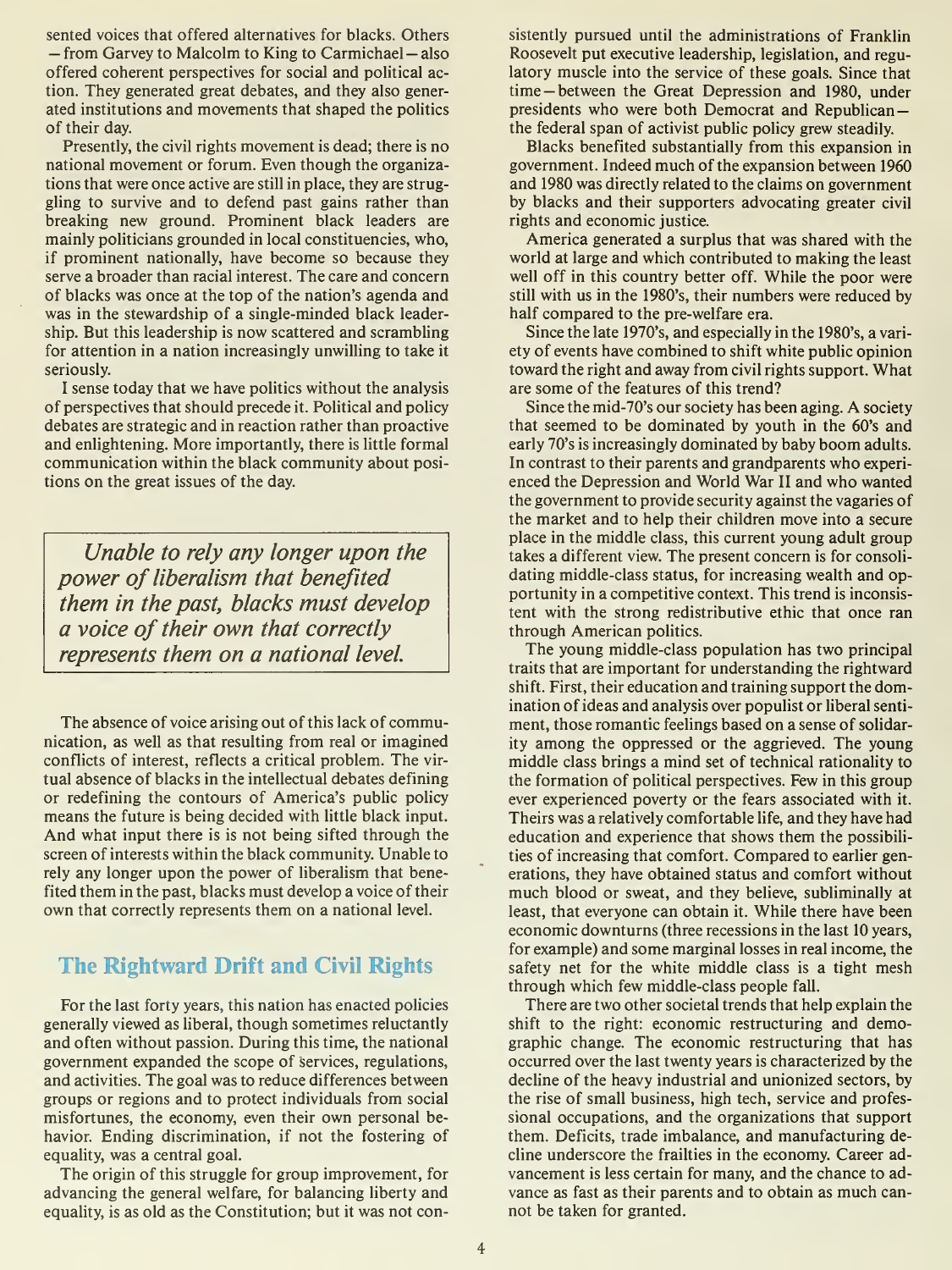sented voices that offered alternatives for blacks. Others — from Garvey to Malcolm to King to Carmichael — also offered coherent perspectives for social and political action. They generated great debates, and they also generated institutions and movements that shaped the politics of their day.

Presently, the civil rights movement is dead; there is no national movement or forum. Even though the organizations that were once active are still in place, they are struggling to survive and to defend past gains rather than breaking new ground. Prominent black leaders are mainly politicians grounded in local constituencies, who, if prominent nationally, have become so because they serve a broader than racial interest. The care and concern of blacks was once at the top of the nation's agenda and was in the stewardship of a single-minded black leadership. But this leadership is now scattered and scrambling for attention in a nation increasingly unwilling to take it seriously.

I sense today that we have politics without the analysis of perspectives that should precede it. Political and policy debates are strategic and in reaction rather than proactive and enlightening. More importantly, there is little formal communication within the black community about positions on the great issues of the day.

*Unable to rely any longer upon the power of liberalism that benefited them in the past, blacks must develop a voice of their own that correctly represents them on a national level.*

The absence of voice arising out of this lack of communication, as well as that resulting from real or imagined conflicts of interest, reflects a critical problem. The virtual absence of blacks in the intellectual debates defining or redefining the contours of America's public policy means the future is being decided with little black input. And what input there is is not being sifted through the screen of interests within the black community. Unable to rely any longer upon the power of liberalism that benefited them in the past, blacks must develop a voice of their own that correctly represents them on a national level.

## The Rightward Drift and Civil Rights

For the last forty years, this nation has enacted policies generally viewed as liberal, though sometimes reluctantly and often without passion. During this time, the national government expanded the scope of services, regulations, and activities. The goal was to reduce differences between groups or regions and to protect individuals from social misfortunes, the economy, even their own personal behavior. Ending discrimination, if not the fostering of equality, was a central goal.

The origin of this struggle for group improvement, for advancing the general welfare, for balancing liberty and equality, is as old as the Constitution; but it was not consistently pursued until the administrations of Franklin Roosevelt put executive leadership, legislation, and regulatory muscle into the service of these goals. Since that time — between the Great Depression and 1980, under presidents who were both Democrat and Republican — the federal span of activist public policy grew steadily.

Blacks benefited substantially from this expansion in government. Indeed much of the expansion between 1960 and 1980 was directly related to the claims on government by blacks and their supporters advocating greater civil rights and economic justice.

America generated a surplus that was shared with the world at large and which contributed to making the least well off in this country better off. While the poor were still with us in the 1980's, their numbers were reduced by half compared to the pre-welfare era.

Since the late 1970's, and especially in the 1980's, a variety of events have combined to shift white public opinion toward the right and away from civil rights support. What are some of the features of this trend?

Since the mid-70's our society has been aging. A society that seemed to be dominated by youth in the 60's and early 70's is increasingly dominated by baby boom adults. In contrast to their parents and grandparents who experienced the Depression and World War II and who wanted the government to provide security against the vagaries of the market and to help their children move into a secure place in the middle class, this current young adult group takes a different view. The present concern is for consolidating middle-class status, for increasing wealth and opportunity in a competitive context. This trend is inconsistent with the strong redistributive ethic that once ran through American politics.

The young middle-class population has two principal traits that are important for understanding the rightward shift. First, their education and training support the domination of ideas and analysis over populist or liberal sentiment, those romantic feelings based on a sense of solidarity among the oppressed or the aggrieved. The young middle class brings a mind set of technical rationality to the formation of political perspectives. Few in this group ever experienced poverty or the fears associated with it. Theirs was a relatively comfortable life, and they have had education and experience that shows them the possibilities of increasing that comfort. Compared to earlier generations, they have obtained status and comfort without much blood or sweat, and they believe, subliminally at least, that everyone can obtain it. While there have been economic downturns (three recessions in the last 10 years, for example) and some marginal losses in real income, the safety net for the white middle class is a tight mesh through which few middle-class people fall.

There are two other societal trends that help explain the shift to the right: economic restructuring and demographic change. The economic restructuring that has occurred over the last twenty years is characterized by the decline of the heavy industrial and unionized sectors, by the rise of small business, high tech, service and professional occupations, and the organizations that support them. Deficits, trade imbalance, and manufacturing decline underscore the frailties in the economy. Career advancement is less certain for many, and the chance to advance as fast as their parents and to obtain as much cannot be taken for granted.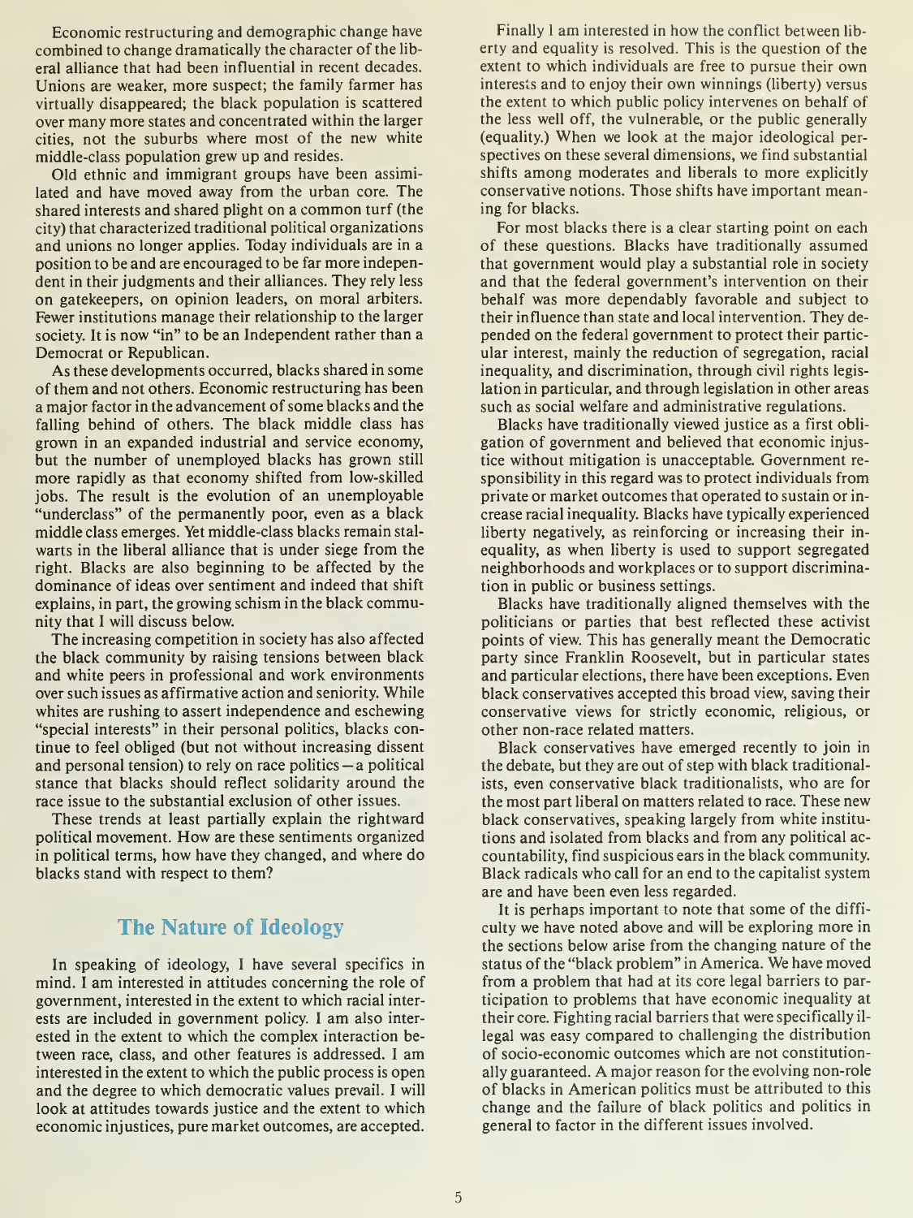Economic restructuring and demographic change have combined to change dramatically the character of the liberal alliance that had been influential in recent decades. Unions are weaker, more suspect; the family farmer has virtually disappeared; the black population is scattered over many more states and concentrated within the larger cities, not the suburbs where most of the new white middle-class population grew up and resides.

Old ethnic and immigrant groups have been assimilated and have moved away from the urban core. The shared interests and shared plight on a common turf (the city) that characterized traditional political organizations and unions no longer applies. Today individuals are in a position to be and are encouraged to be far more independent in their judgments and their alliances. They rely less on gatekeepers, on opinion leaders, on moral arbiters. Fewer institutions manage their relationship to the larger society. It is now "in" to be an Independent rather than a Democrat or Republican.

As these developments occurred, blacks shared in some of them and not others. Economic restructuring has been a major factor in the advancement of some blacks and the falling behind of others. The black middle class has grown in an expanded industrial and service economy, but the number of unemployed blacks has grown still more rapidly as that economy shifted from low-skilled jobs. The result is the evolution of an unemployable "underclass" of the permanently poor, even as a black middle class emerges. Yet middle-class blacks remain stalwarts in the liberal alliance that is under siege from the right. Blacks are also beginning to be affected by the dominance of ideas over sentiment and indeed that shift explains, in part, the growing schism in the black community that I will discuss below.

The increasing competition in society has also affected the black community by raising tensions between black and white peers in professional and work environments over such issues as affirmative action and seniority. While whites are rushing to assert independence and eschewing "special interests" in their personal politics, blacks continue to feel obliged (but not without increasing dissent and personal tension) to rely on race politics – a political stance that blacks should reflect solidarity around the race issue to the substantial exclusion of other issues.

These trends at least partially explain the rightward political movement. How are these sentiments organized in political terms, how have they changed, and where do blacks stand with respect to them?

## The Nature of Ideology

In speaking of ideology, I have several specifics in mind. I am interested in attitudes concerning the role of government, interested in the extent to which racial interests are included in government policy. I am also interested in the extent to which the complex interaction between race, class, and other features is addressed. I am interested in the extent to which the public process is open and the degree to which democratic values prevail. I will look at attitudes towards justice and the extent to which economic injustices, pure market outcomes, are accepted.

Finally I am interested in how the conflict between liberty and equality is resolved. This is the question of the extent to which individuals are free to pursue their own interests and to enjoy their own winnings (liberty) versus the extent to which public policy intervenes on behalf of the less well off, the vulnerable, or the public generally (equality.) When we look at the major ideological perspectives on these several dimensions, we find substantial shifts among moderates and liberals to more explicitly conservative notions. Those shifts have important meaning for blacks.

For most blacks there is a clear starting point on each of these questions. Blacks have traditionally assumed that government would play a substantial role in society and that the federal government's intervention on their behalf was more dependably favorable and subject to their influence than state and local intervention. They depended on the federal government to protect their particular interest, mainly the reduction of segregation, racial inequality, and discrimination, through civil rights legislation in particular, and through legislation in other areas such as social welfare and administrative regulations.

Blacks have traditionally viewed justice as a first obligation of government and believed that economic injustice without mitigation is unacceptable. Government responsibility in this regard was to protect individuals from private or market outcomes that operated to sustain or increase racial inequality. Blacks have typically experienced liberty negatively, as reinforcing or increasing their inequality, as when liberty is used to support segregated neighborhoods and workplaces or to support discrimination in public or business settings.

Blacks have traditionally aligned themselves with the politicians or parties that best reflected these activist points of view. This has generally meant the Democratic party since Franklin Roosevelt, but in particular states and particular elections, there have been exceptions. Even black conservatives accepted this broad view, saving their conservative views for strictly economic, religious, or other non-race related matters.

Black conservatives have emerged recently to join in the debate, but they are out of step with black traditionalists, even conservative black traditionalists, who are for the most part liberal on matters related to race. These new black conservatives, speaking largely from white institutions and isolated from blacks and from any political accountability, find suspicious ears in the black community. Black radicals who call for an end to the capitalist system are and have been even less regarded.

It is perhaps important to note that some of the difficulty we have noted above and will be exploring more in the sections below arise from the changing nature of the status of the "black problem" in America. We have moved from a problem that had at its core legal barriers to participation to problems that have economic inequality at their core. Fighting racial barriers that were specifically illegal was easy compared to challenging the distribution of socio-economic outcomes which are not constitutionally guaranteed. A major reason for the evolving non-role of blacks in American politics must be attributed to this change and the failure of black politics and politics in general to factor in the different issues involved.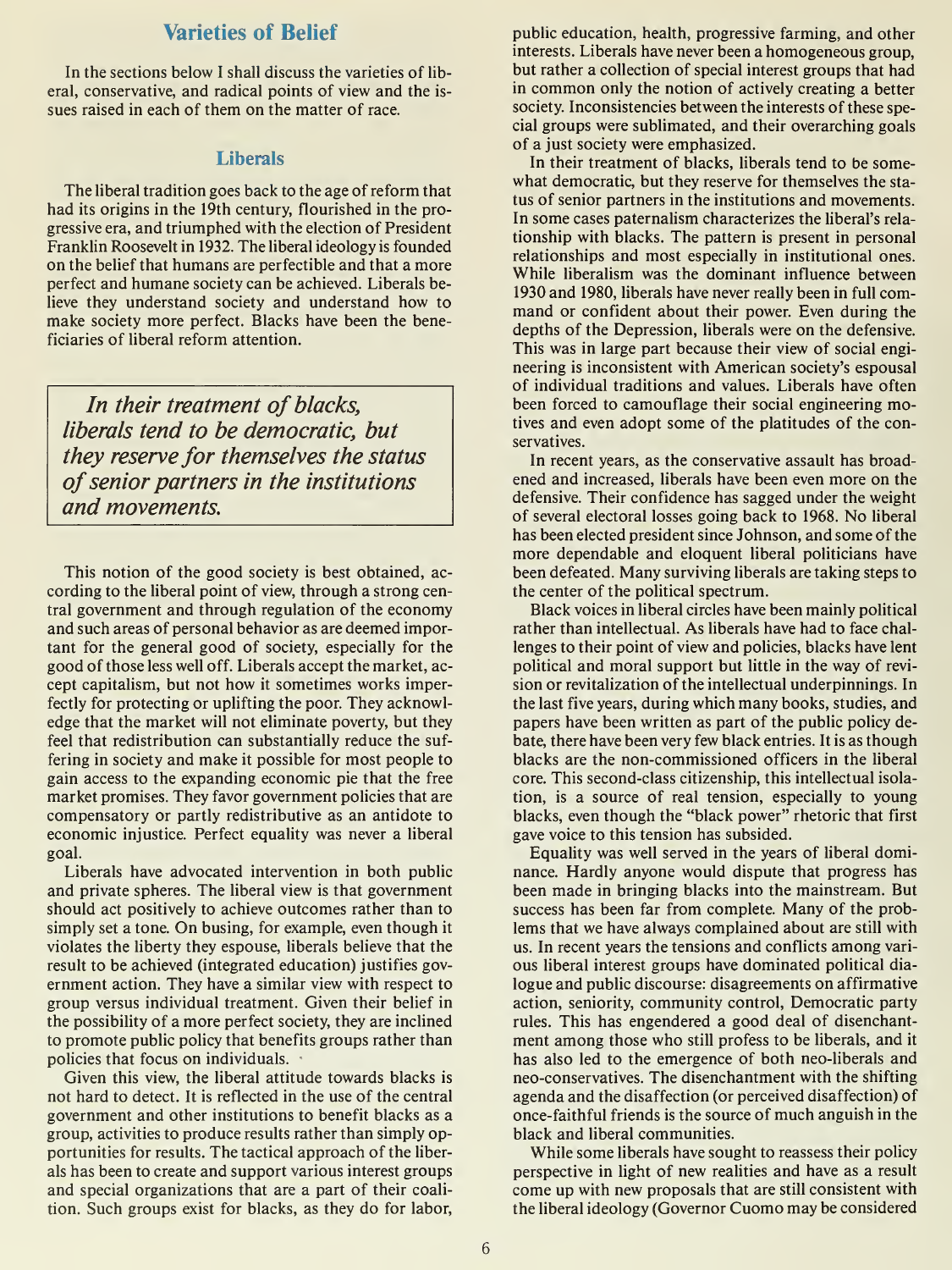## Varieties of Belief

In the sections below I shall discuss the varieties of liberal, conservative, and radical points of view and the issues raised in each of them on the matter of race.

### Liberals

The liberal tradition goes back to the age of reform that had its origins in the 19th century, flourished in the progressive era, and triumphed with the election of President Franklin Roosevelt in 1932. The liberal ideology is founded on the belief that humans are perfectible and that a more perfect and humane society can be achieved. Liberals believe they understand society and understand how to make society more perfect. Blacks have been the beneficiaries of liberal reform attention.

> *In their treatment of blacks, liberals tend to be democratic, but they reserve for themselves the status of senior partners in the institutions and movements.*

This notion of the good society is best obtained, according to the liberal point of view, through a strong central government and through regulation of the economy and such areas of personal behavior as are deemed important for the general good of society, especially for the good of those less well off. Liberals accept the market, accept capitalism, but not how it sometimes works imperfectly for protecting or uplifting the poor. They acknowledge that the market will not eliminate poverty, but they feel that redistribution can substantially reduce the suffering in society and make it possible for most people to gain access to the expanding economic pie that the free market promises. They favor government policies that are compensatory or partly redistributive as an antidote to economic injustice. Perfect equality was never a liberal goal.

Liberals have advocated intervention in both public and private spheres. The liberal view is that government should act positively to achieve outcomes rather than to simply set a tone. On busing, for example, even though it violates the liberty they espouse, liberals believe that the result to be achieved (integrated education) justifies government action. They have a similar view with respect to group versus individual treatment. Given their belief in the possibility of a more perfect society, they are inclined to promote public policy that benefits groups rather than policies that focus on individuals.

Given this view, the liberal attitude towards blacks is not hard to detect. It is reflected in the use of the central government and other institutions to benefit blacks as a group, activities to produce results rather than simply opportunities for results. The tactical approach of the liberals has been to create and support various interest groups and special organizations that are a part of their coalition. Such groups exist for blacks, as they do for labor, public education, health, progressive farming, and other interests. Liberals have never been a homogeneous group, but rather a collection of special interest groups that had in common only the notion of actively creating a better society. Inconsistencies between the interests of these special groups were sublimated, and their overarching goals of a just society were emphasized.

In their treatment of blacks, liberals tend to be somewhat democratic, but they reserve for themselves the status of senior partners in the institutions and movements. In some cases paternalism characterizes the liberal's relationship with blacks. The pattern is present in personal relationships and most especially in institutional ones. While liberalism was the dominant influence between 1930 and 1980, liberals have never really been in full command or confident about their power. Even during the depths of the Depression, liberals were on the defensive. This was in large part because their view of social engineering is inconsistent with American society's espousal of individual traditions and values. Liberals have often been forced to camouflage their social engineering motives and even adopt some of the platitudes of the conservatives.

In recent years, as the conservative assault has broadened and increased, liberals have been even more on the defensive. Their confidence has sagged under the weight of several electoral losses going back to 1968. No liberal has been elected president since Johnson, and some of the more dependable and eloquent liberal politicians have been defeated. Many surviving liberals are taking steps to the center of the political spectrum.

Black voices in liberal circles have been mainly political rather than intellectual. As liberals have had to face challenges to their point of view and policies, blacks have lent political and moral support but little in the way of revision or revitalization of the intellectual underpinnings. In the last five years, during which many books, studies, and papers have been written as part of the public policy debate, there have been very few black entries. It is as though blacks are the non-commissioned officers in the liberal core. This second-class citizenship, this intellectual isolation, is a source of real tension, especially to young blacks, even though the "black power" rhetoric that first gave voice to this tension has subsided.

Equality was well served in the years of liberal dominance. Hardly anyone would dispute that progress has been made in bringing blacks into the mainstream. But success has been far from complete. Many of the problems that we have always complained about are still with us. In recent years the tensions and conflicts among various liberal interest groups have dominated political dialogue and public discourse: disagreements on affirmative action, seniority, community control, Democratic party rules. This has engendered a good deal of disenchantment among those who still profess to be liberals, and it has also led to the emergence of both neo-liberals and neo-conservatives. The disenchantment with the shifting agenda and the disaffection (or perceived disaffection) of once-faithful friends is the source of much anguish in the black and liberal communities.

While some liberals have sought to reassess their policy perspective in light of new realities and have as a result come up with new proposals that are still consistent with the liberal ideology (Governor Cuomo may be considered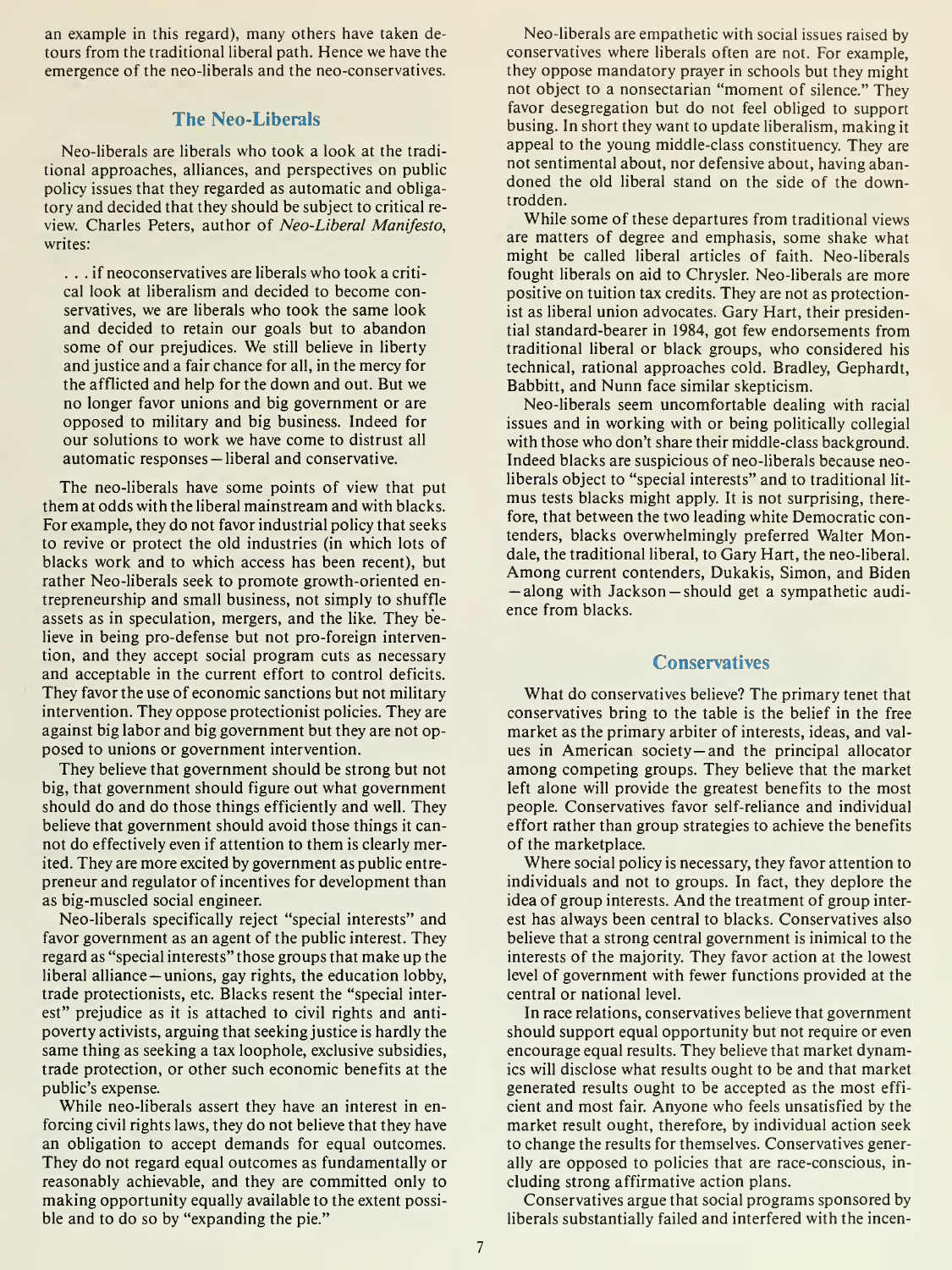an example in this regard), many others have taken detours from the traditional liberal path. Hence we have the emergence of the neo-liberals and the neo-conservatives.

## The Neo-Liberals

Neo-liberals are liberals who took a look at the traditional approaches, alliances, and perspectives on public policy issues that they regarded as automatic and obligatory and decided that they should be subject to critical review. Charles Peters, author of *Neo-Liberal Manifesto*, writes:

> . . . if neoconservatives are liberals who took a critical look at liberalism and decided to become conservatives, we are liberals who took the same look and decided to retain our goals but to abandon some of our prejudices. We still believe in liberty and justice and a fair chance for all, in the mercy for the afflicted and help for the down and out. But we no longer favor unions and big government or are opposed to military and big business. Indeed for our solutions to work we have come to distrust all automatic responses—liberal and conservative.

The neo-liberals have some points of view that put them at odds with the liberal mainstream and with blacks. For example, they do not favor industrial policy that seeks to revive or protect the old industries (in which lots of blacks work and to which access has been recent), but rather Neo-liberals seek to promote growth-oriented entrepreneurship and small business, not simply to shuffle assets as in speculation, mergers, and the like. They believe in being pro-defense but not pro-foreign intervention, and they accept social program cuts as necessary and acceptable in the current effort to control deficits. They favor the use of economic sanctions but not military intervention. They oppose protectionist policies. They are against big labor and big government but they are not opposed to unions or government intervention.

They believe that government should be strong but not big, that government should figure out what government should do and do those things efficiently and well. They believe that government should avoid those things it cannot do effectively even if attention to them is clearly merited. They are more excited by government as public entrepreneur and regulator of incentives for development than as big-muscled social engineer.

Neo-liberals specifically reject "special interests" and favor government as an agent of the public interest. They regard as "special interests" those groups that make up the liberal alliance—unions, gay rights, the education lobby, trade protectionists, etc. Blacks resent the "special interest" prejudice as it is attached to civil rights and anti-poverty activists, arguing that seeking justice is hardly the same thing as seeking a tax loophole, exclusive subsidies, trade protection, or other such economic benefits at the public's expense.

While neo-liberals assert they have an interest in enforcing civil rights laws, they do not believe that they have an obligation to accept demands for equal outcomes. They do not regard equal outcomes as fundamentally or reasonably achievable, and they are committed only to making opportunity equally available to the extent possible and to do so by "expanding the pie."

Neo-liberals are empathetic with social issues raised by conservatives where liberals often are not. For example, they oppose mandatory prayer in schools but they might not object to a nonsectarian "moment of silence." They favor desegregation but do not feel obliged to support busing. In short they want to update liberalism, making it appeal to the young middle-class constituency. They are not sentimental about, nor defensive about, having abandoned the old liberal stand on the side of the downtrodden.

While some of these departures from traditional views are matters of degree and emphasis, some shake what might be called liberal articles of faith. Neo-liberals fought liberals on aid to Chrysler. Neo-liberals are more positive on tuition tax credits. They are not as protectionist as liberal union advocates. Gary Hart, their presidential standard-bearer in 1984, got few endorsements from traditional liberal or black groups, who considered his technical, rational approaches cold. Bradley, Gephardt, Babbitt, and Nunn face similar skepticism.

Neo-liberals seem uncomfortable dealing with racial issues and in working with or being politically collegial with those who don't share their middle-class background. Indeed blacks are suspicious of neo-liberals because neo-liberals object to "special interests" and to traditional litmus tests blacks might apply. It is not surprising, therefore, that between the two leading white Democratic contenders, blacks overwhelmingly preferred Walter Mondale, the traditional liberal, to Gary Hart, the neo-liberal. Among current contenders, Dukakis, Simon, and Biden—along with Jackson—should get a sympathetic audience from blacks.

## Conservatives

What do conservatives believe? The primary tenet that conservatives bring to the table is the belief in the free market as the primary arbiter of interests, ideas, and values in American society—and the principal allocator among competing groups. They believe that the market left alone will provide the greatest benefits to the most people. Conservatives favor self-reliance and individual effort rather than group strategies to achieve the benefits of the marketplace.

Where social policy is necessary, they favor attention to individuals and not to groups. In fact, they deplore the idea of group interests. And the treatment of group interest has always been central to blacks. Conservatives also believe that a strong central government is inimical to the interests of the majority. They favor action at the lowest level of government with fewer functions provided at the central or national level.

In race relations, conservatives believe that government should support equal opportunity but not require or even encourage equal results. They believe that market dynamics will disclose what results ought to be and that market generated results ought to be accepted as the most efficient and most fair. Anyone who feels unsatisfied by the market result ought, therefore, by individual action seek to change the results for themselves. Conservatives generally are opposed to policies that are race-conscious, including strong affirmative action plans.

Conservatives argue that social programs sponsored by liberals substantially failed and interfered with the incen-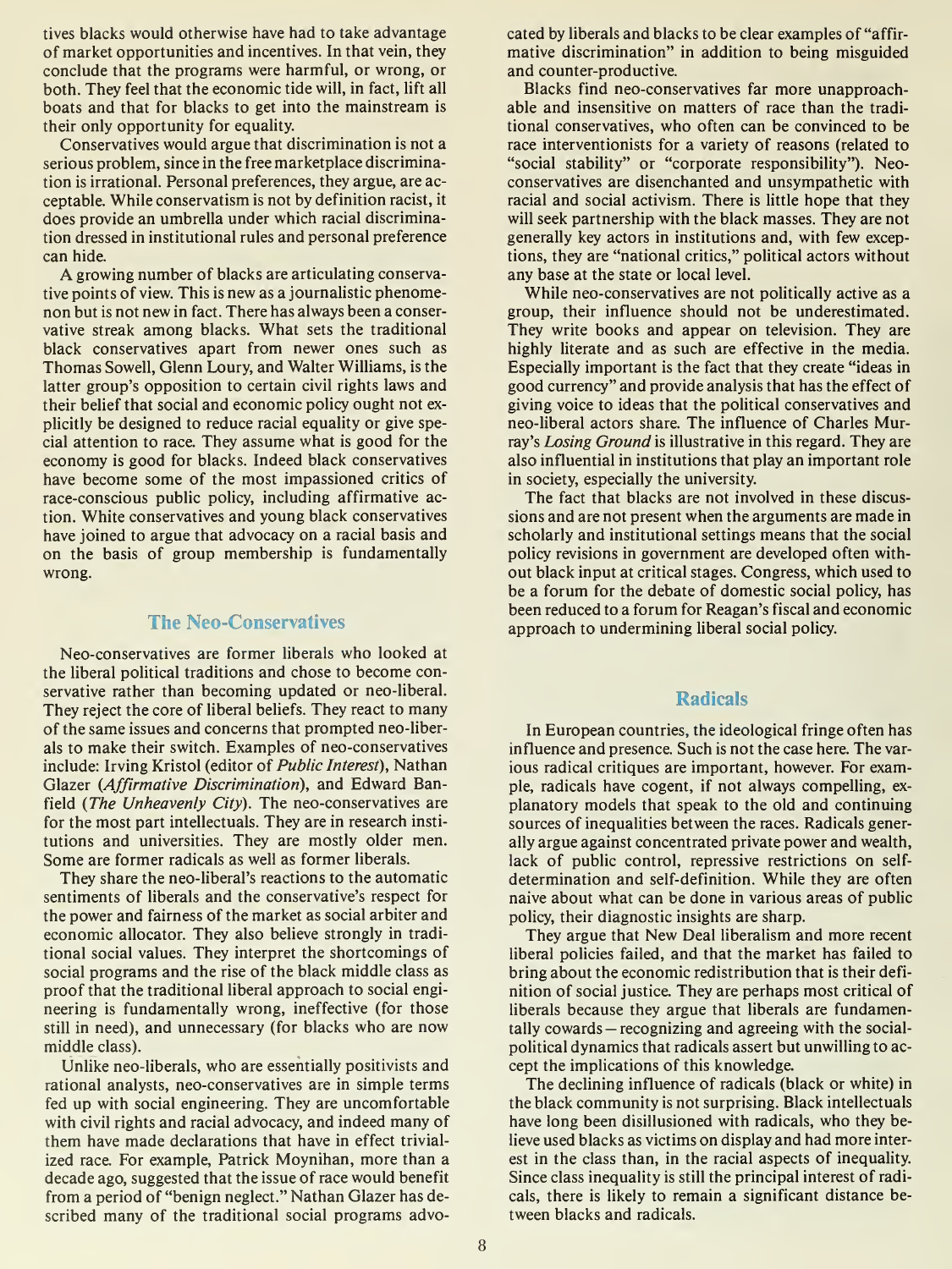tives blacks would otherwise have had to take advantage of market opportunities and incentives. In that vein, they conclude that the programs were harmful, or wrong, or both. They feel that the economic tide will, in fact, lift all boats and that for blacks to get into the mainstream is their only opportunity for equality.

Conservatives would argue that discrimination is not a serious problem, since in the free marketplace discrimination is irrational. Personal preferences, they argue, are acceptable. While conservatism is not by definition racist, it does provide an umbrella under which racial discrimination dressed in institutional rules and personal preference can hide.

A growing number of blacks are articulating conservative points of view. This is new as a journalistic phenomenon but is not new in fact. There has always been a conservative streak among blacks. What sets the traditional black conservatives apart from newer ones such as Thomas Sowell, Glenn Loury, and Walter Williams, is the latter group's opposition to certain civil rights laws and their belief that social and economic policy ought not explicitly be designed to reduce racial equality or give special attention to race. They assume what is good for the economy is good for blacks. Indeed black conservatives have become some of the most impassioned critics of race-conscious public policy, including affirmative action. White conservatives and young black conservatives have joined to argue that advocacy on a racial basis and on the basis of group membership is fundamentally wrong.

## The Neo-Conservatives

Neo-conservatives are former liberals who looked at the liberal political traditions and chose to become conservative rather than becoming updated or neo-liberal. They reject the core of liberal beliefs. They react to many of the same issues and concerns that prompted neo-liberals to make their switch. Examples of neo-conservatives include: Irving Kristol (editor of *Public Interest*), Nathan Glazer (*Affirmative Discrimination*), and Edward Banfield (*The Unheavenly City*). The neo-conservatives are for the most part intellectuals. They are in research institutions and universities. They are mostly older men. Some are former radicals as well as former liberals.

They share the neo-liberal's reactions to the automatic sentiments of liberals and the conservative's respect for the power and fairness of the market as social arbiter and economic allocator. They also believe strongly in traditional social values. They interpret the shortcomings of social programs and the rise of the black middle class as proof that the traditional liberal approach to social engineering is fundamentally wrong, ineffective (for those still in need), and unnecessary (for blacks who are now middle class).

Unlike neo-liberals, who are essentially positivists and rational analysts, neo-conservatives are in simple terms fed up with social engineering. They are uncomfortable with civil rights and racial advocacy, and indeed many of them have made declarations that have in effect trivialized race. For example, Patrick Moynihan, more than a decade ago, suggested that the issue of race would benefit from a period of "benign neglect." Nathan Glazer has described many of the traditional social programs advocated by liberals and blacks to be clear examples of "affirmative discrimination" in addition to being misguided and counter-productive.

Blacks find neo-conservatives far more unapproachable and insensitive on matters of race than the traditional conservatives, who often can be convinced to be race interventionists for a variety of reasons (related to "social stability" or "corporate responsibility"). Neo-conservatives are disenchanted and unsympathetic with racial and social activism. There is little hope that they will seek partnership with the black masses. They are not generally key actors in institutions and, with few exceptions, they are "national critics," political actors without any base at the state or local level.

While neo-conservatives are not politically active as a group, their influence should not be underestimated. They write books and appear on television. They are highly literate and as such are effective in the media. Especially important is the fact that they create "ideas in good currency" and provide analysis that has the effect of giving voice to ideas that the political conservatives and neo-liberal actors share. The influence of Charles Murray's *Losing Ground* is illustrative in this regard. They are also influential in institutions that play an important role in society, especially the university.

The fact that blacks are not involved in these discussions and are not present when the arguments are made in scholarly and institutional settings means that the social policy revisions in government are developed often without black input at critical stages. Congress, which used to be a forum for the debate of domestic social policy, has been reduced to a forum for Reagan's fiscal and economic approach to undermining liberal social policy.

## Radicals

In European countries, the ideological fringe often has influence and presence. Such is not the case here. The various radical critiques are important, however. For example, radicals have cogent, if not always compelling, explanatory models that speak to the old and continuing sources of inequalities between the races. Radicals generally argue against concentrated private power and wealth, lack of public control, repressive restrictions on self-determination and self-definition. While they are often naive about what can be done in various areas of public policy, their diagnostic insights are sharp.

They argue that New Deal liberalism and more recent liberal policies failed, and that the market has failed to bring about the economic redistribution that is their definition of social justice. They are perhaps most critical of liberals because they argue that liberals are fundamentally cowards — recognizing and agreeing with the social-political dynamics that radicals assert but unwilling to accept the implications of this knowledge.

The declining influence of radicals (black or white) in the black community is not surprising. Black intellectuals have long been disillusioned with radicals, who they believe used blacks as victims on display and had more interest in the class than, in the racial aspects of inequality. Since class inequality is still the principal interest of radicals, there is likely to remain a significant distance between blacks and radicals.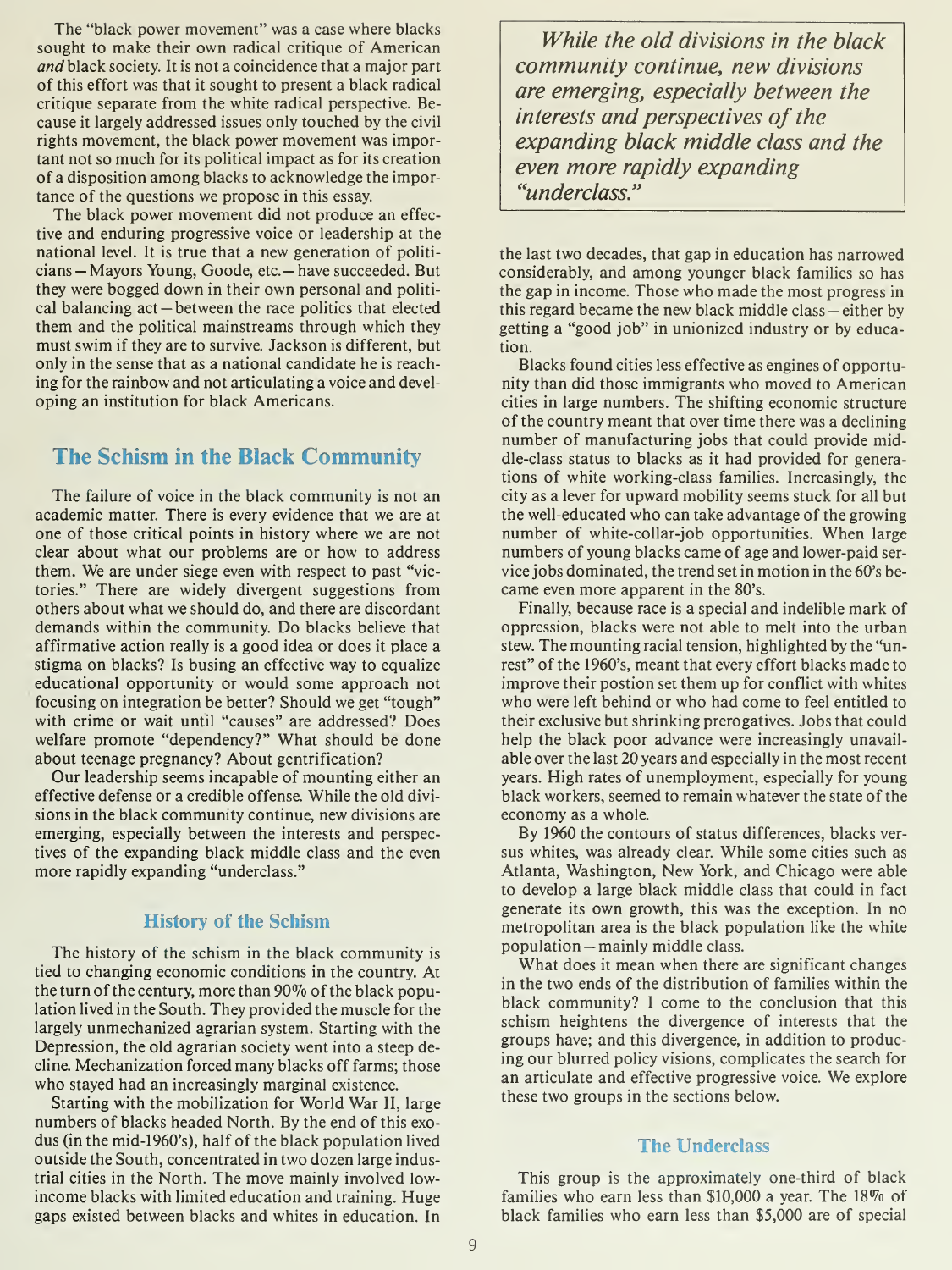The "black power movement" was a case where blacks sought to make their own radical critique of American *and* black society. It is not a coincidence that a major part of this effort was that it sought to present a black radical critique separate from the white radical perspective. Because it largely addressed issues only touched by the civil rights movement, the black power movement was important not so much for its political impact as for its creation of a disposition among blacks to acknowledge the importance of the questions we propose in this essay.

The black power movement did not produce an effective and enduring progressive voice or leadership at the national level. It is true that a new generation of politicians — Mayors Young, Goode, etc. — have succeeded. But they were bogged down in their own personal and political balancing act — between the race politics that elected them and the political mainstreams through which they must swim if they are to survive. Jackson is different, but only in the sense that as a national candidate he is reaching for the rainbow and not articulating a voice and developing an institution for black Americans.

## The Schism in the Black Community

The failure of voice in the black community is not an academic matter. There is every evidence that we are at one of those critical points in history where we are not clear about what our problems are or how to address them. We are under siege even with respect to past "victories." There are widely divergent suggestions from others about what we should do, and there are discordant demands within the community. Do blacks believe that affirmative action really is a good idea or does it place a stigma on blacks? Is busing an effective way to equalize educational opportunity or would some approach not focusing on integration be better? Should we get "tough" with crime or wait until "causes" are addressed? Does welfare promote "dependency?" What should be done about teenage pregnancy? About gentrification?

Our leadership seems incapable of mounting either an effective defense or a credible offense. While the old divisions in the black community continue, new divisions are emerging, especially between the interests and perspectives of the expanding black middle class and the even more rapidly expanding "underclass."

> *While the old divisions in the black community continue, new divisions are emerging, especially between the interests and perspectives of the expanding black middle class and the even more rapidly expanding "underclass."*

### History of the Schism

The history of the schism in the black community is tied to changing economic conditions in the country. At the turn of the century, more than 90% of the black population lived in the South. They provided the muscle for the largely unmechanized agrarian system. Starting with the Depression, the old agrarian society went into a steep decline. Mechanization forced many blacks off farms; those who stayed had an increasingly marginal existence.

Starting with the mobilization for World War II, large numbers of blacks headed North. By the end of this exodus (in the mid-1960's), half of the black population lived outside the South, concentrated in two dozen large industrial cities in the North. The move mainly involved low-income blacks with limited education and training. Huge gaps existed between blacks and whites in education. In the last two decades, that gap in education has narrowed considerably, and among younger black families so has the gap in income. Those who made the most progress in this regard became the new black middle class — either by getting a "good job" in unionized industry or by education.

Blacks found cities less effective as engines of opportunity than did those immigrants who moved to American cities in large numbers. The shifting economic structure of the country meant that over time there was a declining number of manufacturing jobs that could provide middle-class status to blacks as it had provided for generations of white working-class families. Increasingly, the city as a lever for upward mobility seems stuck for all but the well-educated who can take advantage of the growing number of white-collar-job opportunities. When large numbers of young blacks came of age and lower-paid service jobs dominated, the trend set in motion in the 60's became even more apparent in the 80's.

Finally, because race is a special and indelible mark of oppression, blacks were not able to melt into the urban stew. The mounting racial tension, highlighted by the "unrest" of the 1960's, meant that every effort blacks made to improve their postion set them up for conflict with whites who were left behind or who had come to feel entitled to their exclusive but shrinking prerogatives. Jobs that could help the black poor advance were increasingly unavailable over the last 20 years and especially in the most recent years. High rates of unemployment, especially for young black workers, seemed to remain whatever the state of the economy as a whole.

By 1960 the contours of status differences, blacks versus whites, was already clear. While some cities such as Atlanta, Washington, New York, and Chicago were able to develop a large black middle class that could in fact generate its own growth, this was the exception. In no metropolitan area is the black population like the white population — mainly middle class.

What does it mean when there are significant changes in the two ends of the distribution of families within the black community? I come to the conclusion that this schism heightens the divergence of interests that the groups have; and this divergence, in addition to producing our blurred policy visions, complicates the search for an articulate and effective progressive voice. We explore these two groups in the sections below.

### The Underclass

This group is the approximately one-third of black families who earn less than $10,000 a year. The 18% of black families who earn less than $5,000 are of special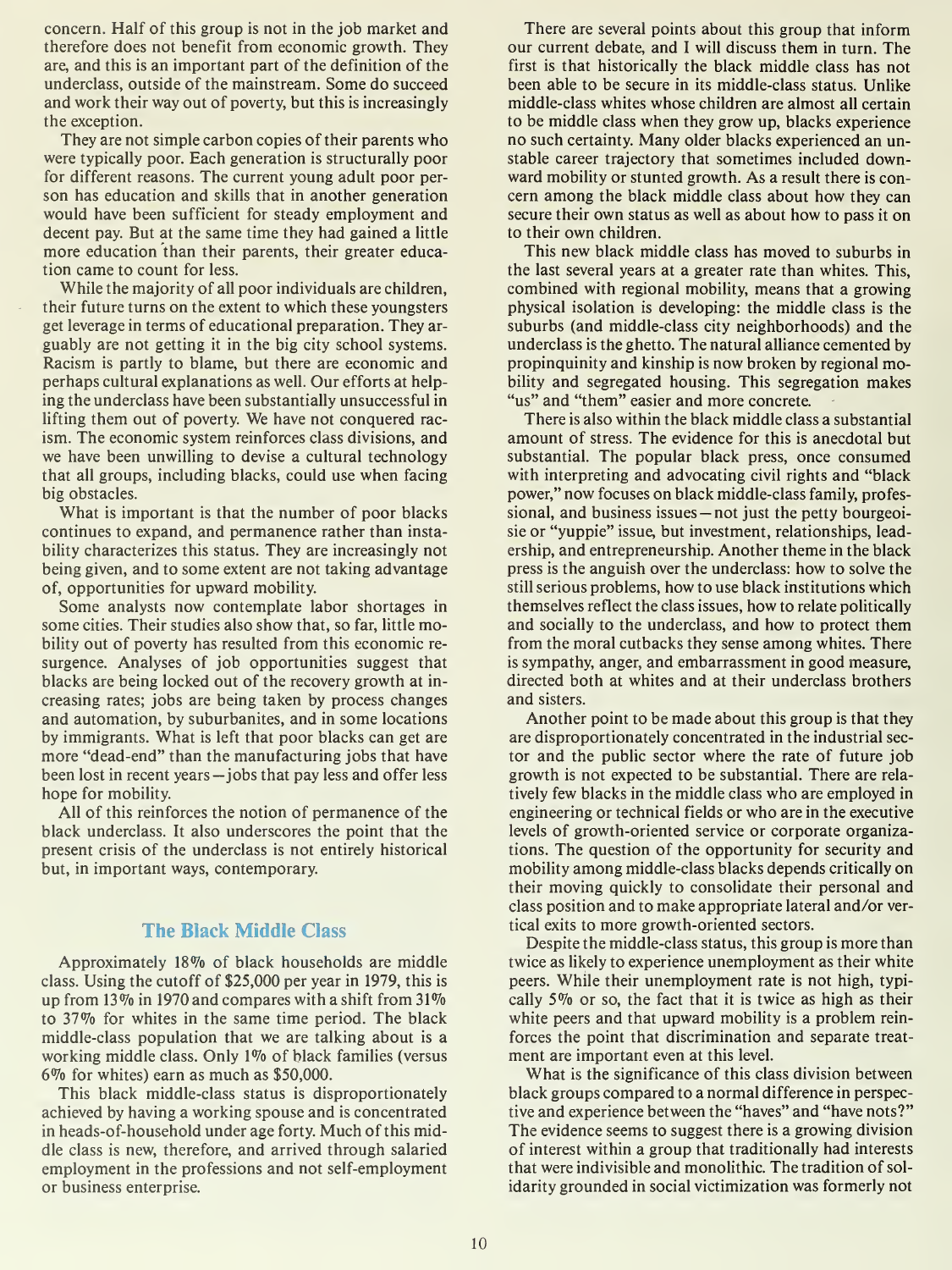concern. Half of this group is not in the job market and therefore does not benefit from economic growth. They are, and this is an important part of the definition of the underclass, outside of the mainstream. Some do succeed and work their way out of poverty, but this is increasingly the exception.

They are not simple carbon copies of their parents who were typically poor. Each generation is structurally poor for different reasons. The current young adult poor person has education and skills that in another generation would have been sufficient for steady employment and decent pay. But at the same time they had gained a little more education than their parents, their greater education came to count for less.

While the majority of all poor individuals are children, their future turns on the extent to which these youngsters get leverage in terms of educational preparation. They arguably are not getting it in the big city school systems. Racism is partly to blame, but there are economic and perhaps cultural explanations as well. Our efforts at helping the underclass have been substantially unsuccessful in lifting them out of poverty. We have not conquered racism. The economic system reinforces class divisions, and we have been unwilling to devise a cultural technology that all groups, including blacks, could use when facing big obstacles.

What is important is that the number of poor blacks continues to expand, and permanence rather than instability characterizes this status. They are increasingly not being given, and to some extent are not taking advantage of, opportunities for upward mobility.

Some analysts now contemplate labor shortages in some cities. Their studies also show that, so far, little mobility out of poverty has resulted from this economic resurgence. Analyses of job opportunities suggest that blacks are being locked out of the recovery growth at increasing rates; jobs are being taken by process changes and automation, by suburbanites, and in some locations by immigrants. What is left that poor blacks can get are more "dead-end" than the manufacturing jobs that have been lost in recent years—jobs that pay less and offer less hope for mobility.

All of this reinforces the notion of permanence of the black underclass. It also underscores the point that the present crisis of the underclass is not entirely historical but, in important ways, contemporary.

## The Black Middle Class

Approximately 18% of black households are middle class. Using the cutoff of $25,000 per year in 1979, this is up from 13% in 1970 and compares with a shift from 31% to 37% for whites in the same time period. The black middle-class population that we are talking about is a working middle class. Only 1% of black families (versus 6% for whites) earn as much as $50,000.

This black middle-class status is disproportionately achieved by having a working spouse and is concentrated in heads-of-household under age forty. Much of this middle class is new, therefore, and arrived through salaried employment in the professions and not self-employment or business enterprise.

There are several points about this group that inform our current debate, and I will discuss them in turn. The first is that historically the black middle class has not been able to be secure in its middle-class status. Unlike middle-class whites whose children are almost all certain to be middle class when they grow up, blacks experience no such certainty. Many older blacks experienced an unstable career trajectory that sometimes included downward mobility or stunted growth. As a result there is concern among the black middle class about how they can secure their own status as well as about how to pass it on to their own children.

This new black middle class has moved to suburbs in the last several years at a greater rate than whites. This, combined with regional mobility, means that a growing physical isolation is developing: the middle class is the suburbs (and middle-class city neighborhoods) and the underclass is the ghetto. The natural alliance cemented by propinquinity and kinship is now broken by regional mobility and segregated housing. This segregation makes "us" and "them" easier and more concrete.

There is also within the black middle class a substantial amount of stress. The evidence for this is anecdotal but substantial. The popular black press, once consumed with interpreting and advocating civil rights and "black power," now focuses on black middle-class family, professional, and business issues—not just the petty bourgeoisie or "yuppie" issue, but investment, relationships, leadership, and entrepreneurship. Another theme in the black press is the anguish over the underclass: how to solve the still serious problems, how to use black institutions which themselves reflect the class issues, how to relate politically and socially to the underclass, and how to protect them from the moral cutbacks they sense among whites. There is sympathy, anger, and embarrassment in good measure, directed both at whites and at their underclass brothers and sisters.

Another point to be made about this group is that they are disproportionately concentrated in the industrial sector and the public sector where the rate of future job growth is not expected to be substantial. There are relatively few blacks in the middle class who are employed in engineering or technical fields or who are in the executive levels of growth-oriented service or corporate organizations. The question of the opportunity for security and mobility among middle-class blacks depends critically on their moving quickly to consolidate their personal and class position and to make appropriate lateral and/or vertical exits to more growth-oriented sectors.

Despite the middle-class status, this group is more than twice as likely to experience unemployment as their white peers. While their unemployment rate is not high, typically 5% or so, the fact that it is twice as high as their white peers and that upward mobility is a problem reinforces the point that discrimination and separate treatment are important even at this level.

What is the significance of this class division between black groups compared to a normal difference in perspective and experience between the "haves" and "have nots?" The evidence seems to suggest there is a growing division of interest within a group that traditionally had interests that were indivisible and monolithic. The tradition of solidarity grounded in social victimization was formerly not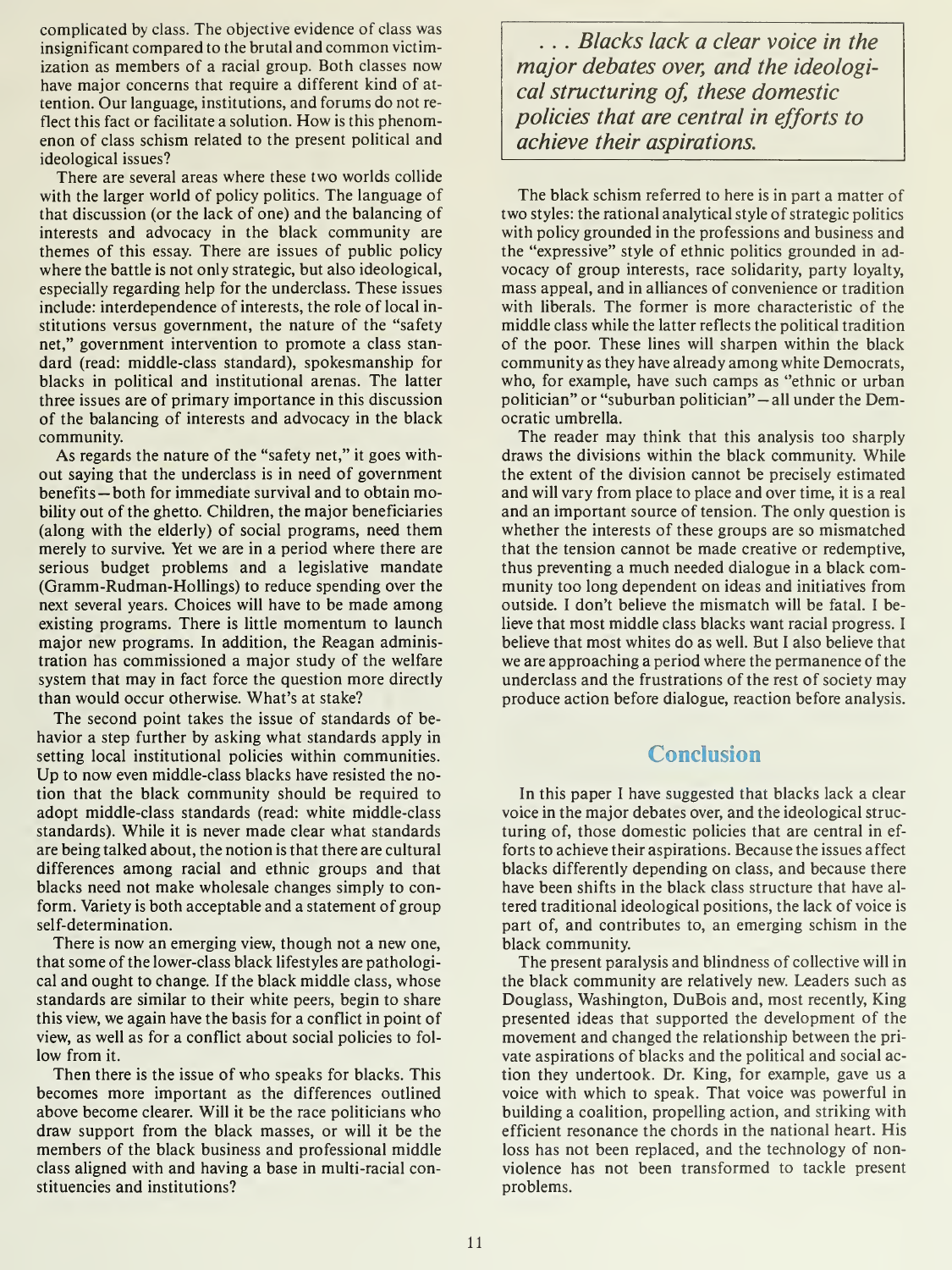complicated by class. The objective evidence of class was insignificant compared to the brutal and common victimization as members of a racial group. Both classes now have major concerns that require a different kind of attention. Our language, institutions, and forums do not reflect this fact or facilitate a solution. How is this phenomenon of class schism related to the present political and ideological issues?

There are several areas where these two worlds collide with the larger world of policy politics. The language of that discussion (or the lack of one) and the balancing of interests and advocacy in the black community are themes of this essay. There are issues of public policy where the battle is not only strategic, but also ideological, especially regarding help for the underclass. These issues include: interdependence of interests, the role of local institutions versus government, the nature of the "safety net," government intervention to promote a class standard (read: middle-class standard), spokesmanship for blacks in political and institutional arenas. The latter three issues are of primary importance in this discussion of the balancing of interests and advocacy in the black community.

As regards the nature of the "safety net," it goes without saying that the underclass is in need of government benefits—both for immediate survival and to obtain mobility out of the ghetto. Children, the major beneficiaries (along with the elderly) of social programs, need them merely to survive. Yet we are in a period where there are serious budget problems and a legislative mandate (Gramm-Rudman-Hollings) to reduce spending over the next several years. Choices will have to be made among existing programs. There is little momentum to launch major new programs. In addition, the Reagan administration has commissioned a major study of the welfare system that may in fact force the question more directly than would occur otherwise. What's at stake?

The second point takes the issue of standards of behavior a step further by asking what standards apply in setting local institutional policies within communities. Up to now even middle-class blacks have resisted the notion that the black community should be required to adopt middle-class standards (read: white middle-class standards). While it is never made clear what standards are being talked about, the notion is that there are cultural differences among racial and ethnic groups and that blacks need not make wholesale changes simply to conform. Variety is both acceptable and a statement of group self-determination.

There is now an emerging view, though not a new one, that some of the lower-class black lifestyles are pathological and ought to change. If the black middle class, whose standards are similar to their white peers, begin to share this view, we again have the basis for a conflict in point of view, as well as for a conflict about social policies to follow from it.

Then there is the issue of who speaks for blacks. This becomes more important as the differences outlined above become clearer. Will it be the race politicians who draw support from the black masses, or will it be the members of the black business and professional middle class aligned with and having a base in multi-racial constituencies and institutions?

> *. . . Blacks lack a clear voice in the major debates over, and the ideological structuring of, these domestic policies that are central in efforts to achieve their aspirations.*

The black schism referred to here is in part a matter of two styles: the rational analytical style of strategic politics with policy grounded in the professions and business and the "expressive" style of ethnic politics grounded in advocacy of group interests, race solidarity, party loyalty, mass appeal, and in alliances of convenience or tradition with liberals. The former is more characteristic of the middle class while the latter reflects the political tradition of the poor. These lines will sharpen within the black community as they have already among white Democrats, who, for example, have such camps as "ethnic or urban politician" or "suburban politician"—all under the Democratic umbrella.

The reader may think that this analysis too sharply draws the divisions within the black community. While the extent of the division cannot be precisely estimated and will vary from place to place and over time, it is a real and an important source of tension. The only question is whether the interests of these groups are so mismatched that the tension cannot be made creative or redemptive, thus preventing a much needed dialogue in a black community too long dependent on ideas and initiatives from outside. I don't believe the mismatch will be fatal. I believe that most middle class blacks want racial progress. I believe that most whites do as well. But I also believe that we are approaching a period where the permanence of the underclass and the frustrations of the rest of society may produce action before dialogue, reaction before analysis.

## Conclusion

In this paper I have suggested that blacks lack a clear voice in the major debates over, and the ideological structuring of, those domestic policies that are central in efforts to achieve their aspirations. Because the issues affect blacks differently depending on class, and because there have been shifts in the black class structure that have altered traditional ideological positions, the lack of voice is part of, and contributes to, an emerging schism in the black community.

The present paralysis and blindness of collective will in the black community are relatively new. Leaders such as Douglass, Washington, DuBois and, most recently, King presented ideas that supported the development of the movement and changed the relationship between the private aspirations of blacks and the political and social action they undertook. Dr. King, for example, gave us a voice with which to speak. That voice was powerful in building a coalition, propelling action, and striking with efficient resonance the chords in the national heart. His loss has not been replaced, and the technology of nonviolence has not been transformed to tackle present problems.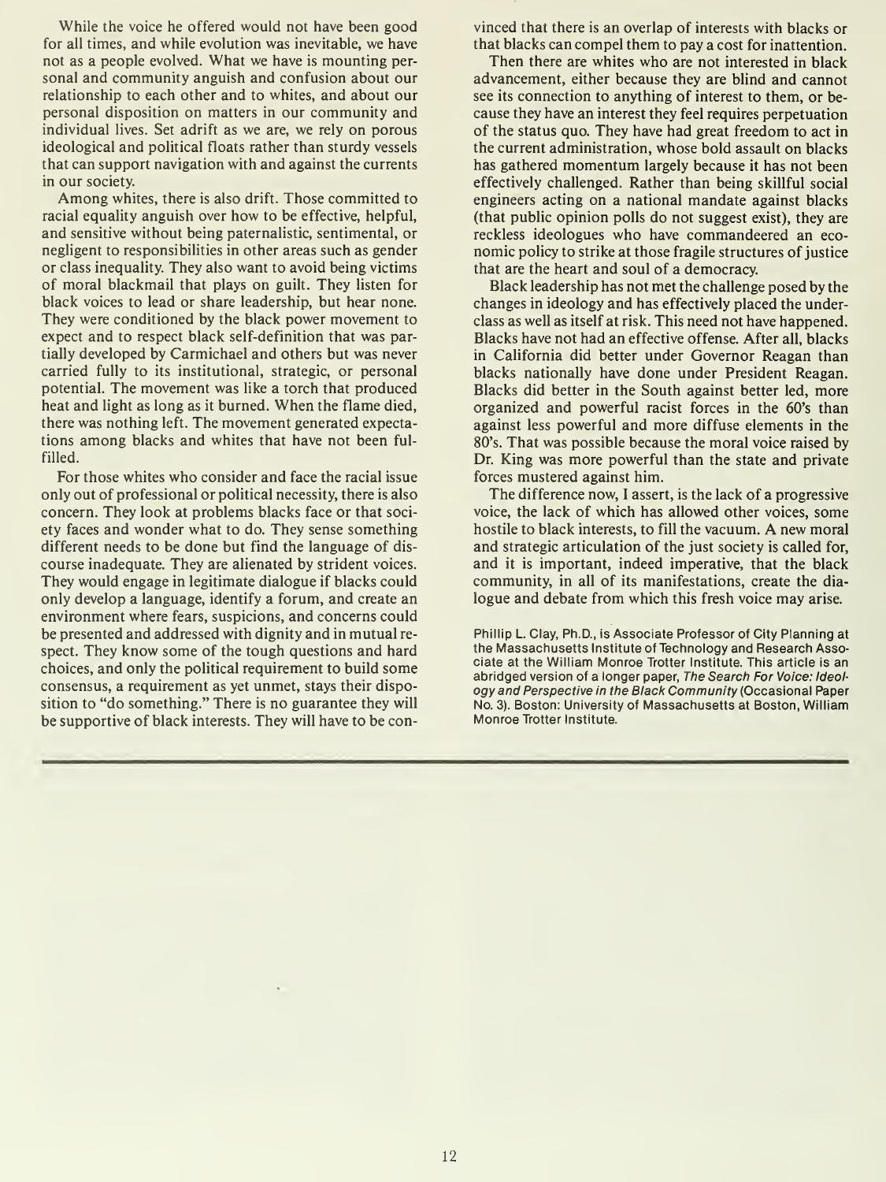While the voice he offered would not have been good for all times, and while evolution was inevitable, we have not as a people evolved. What we have is mounting personal and community anguish and confusion about our relationship to each other and to whites, and about our personal disposition on matters in our community and individual lives. Set adrift as we are, we rely on porous ideological and political floats rather than sturdy vessels that can support navigation with and against the currents in our society.

Among whites, there is also drift. Those committed to racial equality anguish over how to be effective, helpful, and sensitive without being paternalistic, sentimental, or negligent to responsibilities in other areas such as gender or class inequality. They also want to avoid being victims of moral blackmail that plays on guilt. They listen for black voices to lead or share leadership, but hear none. They were conditioned by the black power movement to expect and to respect black self-definition that was partially developed by Carmichael and others but was never carried fully to its institutional, strategic, or personal potential. The movement was like a torch that produced heat and light as long as it burned. When the flame died, there was nothing left. The movement generated expectations among blacks and whites that have not been fulfilled.

For those whites who consider and face the racial issue only out of professional or political necessity, there is also concern. They look at problems blacks face or that society faces and wonder what to do. They sense something different needs to be done but find the language of discourse inadequate. They are alienated by strident voices. They would engage in legitimate dialogue if blacks could only develop a language, identify a forum, and create an environment where fears, suspicions, and concerns could be presented and addressed with dignity and in mutual respect. They know some of the tough questions and hard choices, and only the political requirement to build some consensus, a requirement as yet unmet, stays their disposition to "do something." There is no guarantee they will be supportive of black interests. They will have to be convinced that there is an overlap of interests with blacks or that blacks can compel them to pay a cost for inattention.

Then there are whites who are not interested in black advancement, either because they are blind and cannot see its connection to anything of interest to them, or because they have an interest they feel requires perpetuation of the status quo. They have had great freedom to act in the current administration, whose bold assault on blacks has gathered momentum largely because it has not been effectively challenged. Rather than being skillful social engineers acting on a national mandate against blacks (that public opinion polls do not suggest exist), they are reckless ideologues who have commandeered an economic policy to strike at those fragile structures of justice that are the heart and soul of a democracy.

Black leadership has not met the challenge posed by the changes in ideology and has effectively placed the underclass as well as itself at risk. This need not have happened. Blacks have not had an effective offense. After all, blacks in California did better under Governor Reagan than blacks nationally have done under President Reagan. Blacks did better in the South against better led, more organized and powerful racist forces in the 60's than against less powerful and more diffuse elements in the 80's. That was possible because the moral voice raised by Dr. King was more powerful than the state and private forces mustered against him.

The difference now, I assert, is the lack of a progressive voice, the lack of which has allowed other voices, some hostile to black interests, to fill the vacuum. A new moral and strategic articulation of the just society is called for, and it is important, indeed imperative, that the black community, in all of its manifestations, create the dialogue and debate from which this fresh voice may arise.

Phillip L. Clay, Ph.D., is Associate Professor of City Planning at the Massachusetts Institute of Technology and Research Associate at the William Monroe Trotter Institute. This article is an abridged version of a longer paper, *The Search For Voice: Ideology and Perspective in the Black Community* (Occasional Paper No. 3). Boston: University of Massachusetts at Boston, William Monroe Trotter Institute.